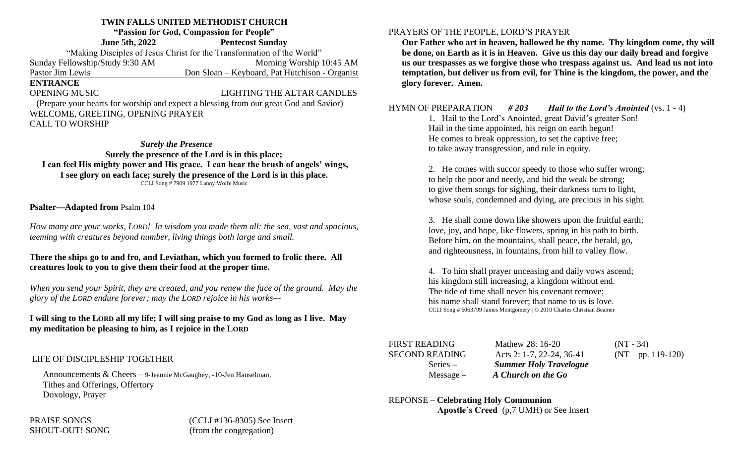# TWIN FALLS UNITED METHODIST CHURCH

**"Passion for God, Compassion for People"**

**June 5th, 2022** **Pentecost Sunday**

"Making Disciples of Jesus Christ for the Transformation of the World"

Sunday Fellowship/Study 9:30 AM Morning Worship 10:45 AM

Pastor Jim Lewis Don Sloan – Keyboard, Pat Hutchison - Organist

## ENTRANCE

OPENING MUSIC LIGHTING THE ALTAR CANDLES

(Prepare your hearts for worship and expect a blessing from our great God and Savior)

WELCOME, GREETING, OPENING PRAYER

CALL TO WORSHIP

***Surely the Presence***

**Surely the presence of the Lord is in this place;**
**I can feel His mighty power and His grace. I can hear the brush of angels' wings,**
**I see glory on each face; surely the presence of the Lord is in this place.**

CCLI Song # 7909 1977 Lanny Wolfe Music

**Psalter—Adapted from** Psalm 104

*How many are your works, LORD! In wisdom you made them all: the sea, vast and spacious, teeming with creatures beyond number, living things both large and small.*

**There the ships go to and fro, and Leviathan, which you formed to frolic there. All creatures look to you to give them their food at the proper time.**

*When you send your Spirit, they are created, and you renew the face of the ground. May the glory of the LORD endure forever; may the LORD rejoice in his works—*

**I will sing to the LORD all my life; I will sing praise to my God as long as I live. May my meditation be pleasing to him, as I rejoice in the LORD**

LIFE OF DISCIPLESHIP TOGETHER

Announcements & Cheers – 9-Jeannie McGaughey, -10-Jen Hanselman,
Tithes and Offerings, Offertory
Doxology, Prayer

PRAISE SONGS (CCLI #136-8305) See Insert

SHOUT-OUT! SONG (from the congregation)

PRAYERS OF THE PEOPLE, LORD'S PRAYER

**Our Father who art in heaven, hallowed be thy name. Thy kingdom come, thy will be done, on Earth as it is in Heaven. Give us this day our daily bread and forgive us our trespasses as we forgive those who trespass against us. And lead us not into temptation, but deliver us from evil, for Thine is the kingdom, the power, and the glory forever. Amen.**

HYMN OF PREPARATION ***# 203*** ***Hail to the Lord's Anointed*** (vs. 1 - 4)

1. Hail to the Lord's Anointed, great David's greater Son!
Hail in the time appointed, his reign on earth begun!
He comes to break oppression, to set the captive free;
to take away transgression, and rule in equity.

2. He comes with succor speedy to those who suffer wrong;
to help the poor and needy, and bid the weak be strong;
to give them songs for sighing, their darkness turn to light,
whose souls, condemned and dying, are precious in his sight.

3. He shall come down like showers upon the fruitful earth;
love, joy, and hope, like flowers, spring in his path to birth.
Before him, on the mountains, shall peace, the herald, go,
and righteousness, in fountains, from hill to valley flow.

4. To him shall prayer unceasing and daily vows ascend;
his kingdom still increasing, a kingdom without end.
The tide of time shall never his covenant remove;
his name shall stand forever; that name to us is love.

CCLI Song # 6063799 James Montgomery | © 2010 Charles Christian Beamer

FIRST READING Mathew 28: 16-20 (NT - 34)

SECOND READING Acts 2: 1-7, 22-24, 36-41 (NT – pp. 119-120)

Series – ***Summer Holy Travelogue***

Message – ***A Church on the Go***

REPONSE – **Celebrating Holy Communion**

**Apostle's Creed** (p,7 UMH) or See Insert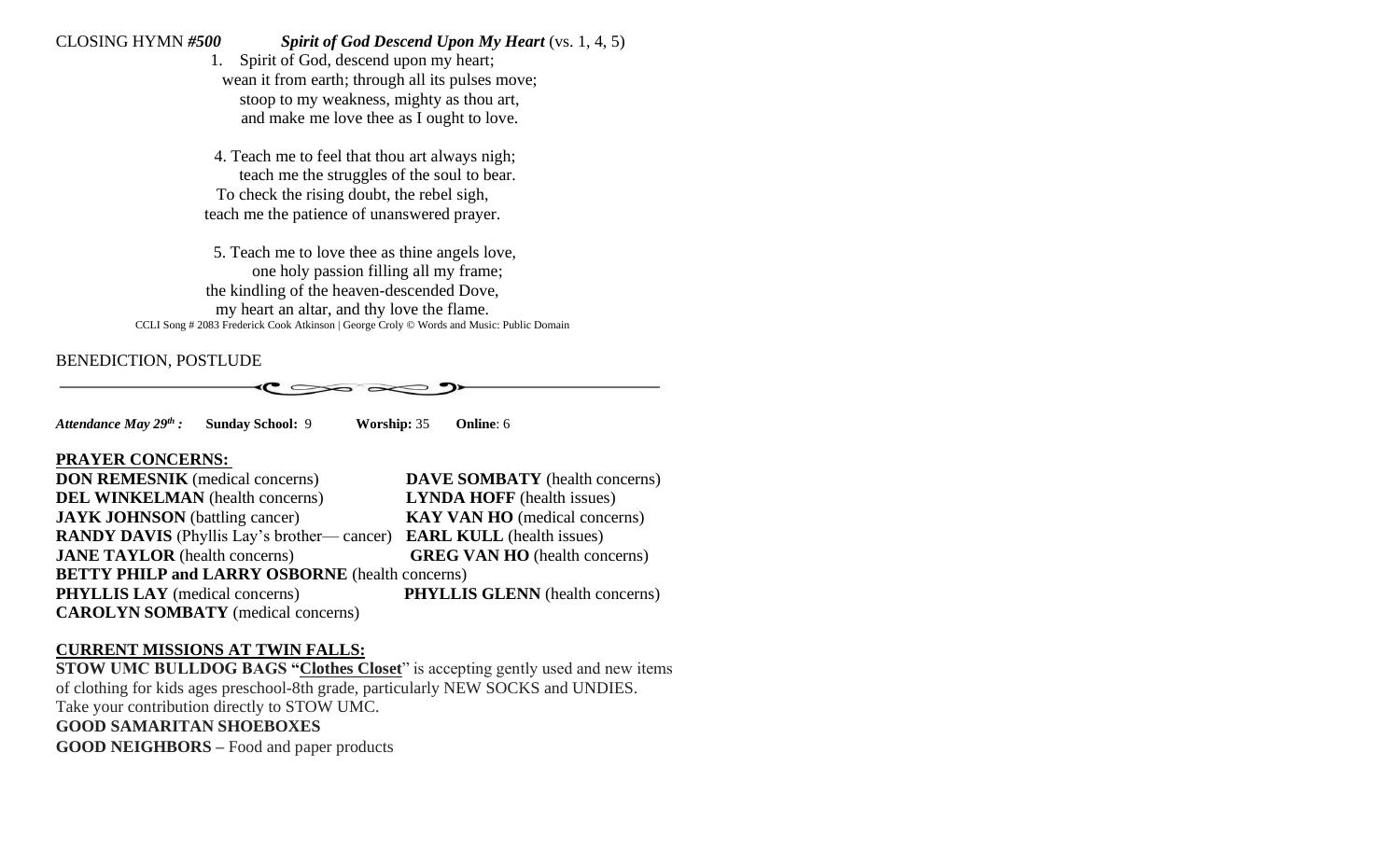CLOSING HYMN ***#500*** ***Spirit of God Descend Upon My Heart*** (vs. 1, 4, 5)

1. Spirit of God, descend upon my heart;
   wean it from earth; through all its pulses move;
   stoop to my weakness, mighty as thou art,
   and make me love thee as I ought to love.

4. Teach me to feel that thou art always nigh;
   teach me the struggles of the soul to bear.
   To check the rising doubt, the rebel sigh,
   teach me the patience of unanswered prayer.

5. Teach me to love thee as thine angels love,
   one holy passion filling all my frame;
   the kindling of the heaven-descended Dove,
   my heart an altar, and thy love the flame.

CCLI Song # 2083 Frederick Cook Atkinson | George Croly © Words and Music: Public Domain

BENEDICTION, POSTLUDE

---

***Attendance May 29th :*** **Sunday School:** 9 **Worship:** 35 **Online**: 6

**PRAYER CONCERNS:**

**DON REMESNIK** (medical concerns)
**DAVE SOMBATY** (health concerns)
**DEL WINKELMAN** (health concerns)
**LYNDA HOFF** (health issues)
**JAYK JOHNSON** (battling cancer)
**KAY VAN HO** (medical concerns)
**RANDY DAVIS** (Phyllis Lay's brother— cancer)
**EARL KULL** (health issues)
**JANE TAYLOR** (health concerns)
**GREG VAN HO** (health concerns)
**BETTY PHILP and LARRY OSBORNE** (health concerns)
**PHYLLIS LAY** (medical concerns)
**PHYLLIS GLENN** (health concerns)
**CAROLYN SOMBATY** (medical concerns)

**CURRENT MISSIONS AT TWIN FALLS:**

**STOW UMC BULLDOG BAGS "Clothes Closet**" is accepting gently used and new items of clothing for kids ages preschool-8th grade, particularly NEW SOCKS and UNDIES. Take your contribution directly to STOW UMC.

**GOOD SAMARITAN SHOEBOXES**

**GOOD NEIGHBORS –** Food and paper products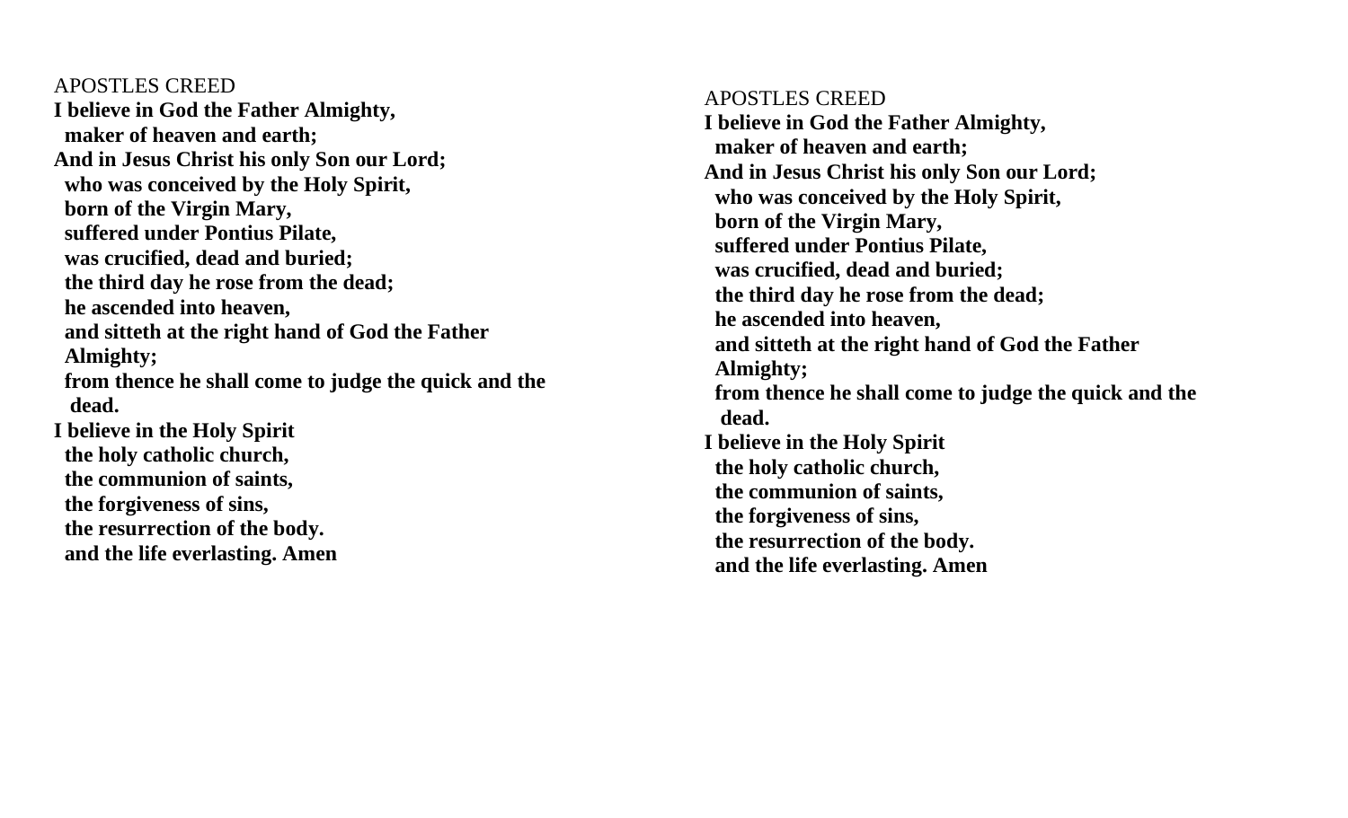APOSTLES CREED

**I believe in God the Father Almighty,**
**maker of heaven and earth;**
**And in Jesus Christ his only Son our Lord;**
**who was conceived by the Holy Spirit,**
**born of the Virgin Mary,**
**suffered under Pontius Pilate,**
**was crucified, dead and buried;**
**the third day he rose from the dead;**
**he ascended into heaven,**
**and sitteth at the right hand of God the Father Almighty;**
**from thence he shall come to judge the quick and the dead.**
**I believe in the Holy Spirit**
**the holy catholic church,**
**the communion of saints,**
**the forgiveness of sins,**
**the resurrection of the body.**
**and the life everlasting. Amen**

APOSTLES CREED

**I believe in God the Father Almighty,**
**maker of heaven and earth;**
**And in Jesus Christ his only Son our Lord;**
**who was conceived by the Holy Spirit,**
**born of the Virgin Mary,**
**suffered under Pontius Pilate,**
**was crucified, dead and buried;**
**the third day he rose from the dead;**
**he ascended into heaven,**
**and sitteth at the right hand of God the Father Almighty;**
**from thence he shall come to judge the quick and the dead.**
**I believe in the Holy Spirit**
**the holy catholic church,**
**the communion of saints,**
**the forgiveness of sins,**
**the resurrection of the body.**
**and the life everlasting. Amen**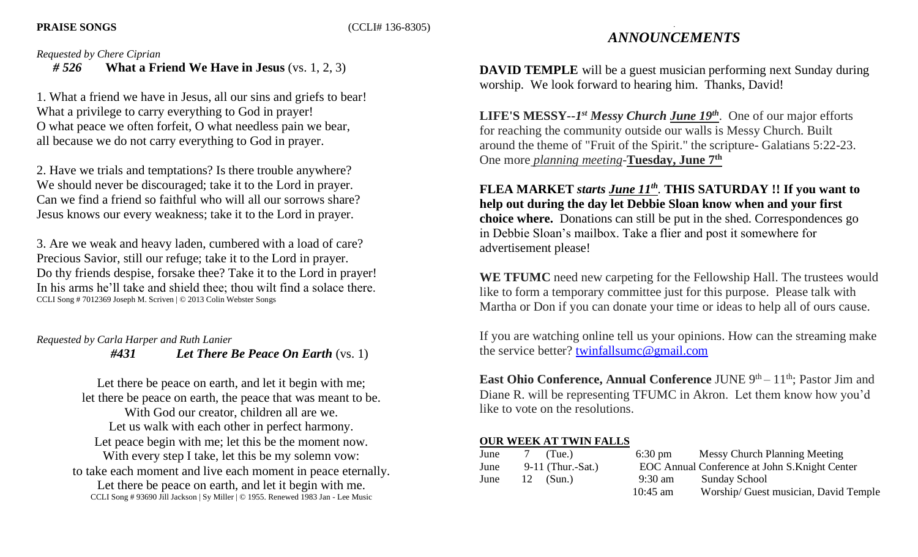**PRAISE SONGS** (CCLI# 136-8305)

*Requested by Chere Ciprian*

***# 526*** **What a Friend We Have in Jesus** (vs. 1, 2, 3)

1. What a friend we have in Jesus, all our sins and griefs to bear!
What a privilege to carry everything to God in prayer!
O what peace we often forfeit, O what needless pain we bear,
all because we do not carry everything to God in prayer.

2. Have we trials and temptations? Is there trouble anywhere?
We should never be discouraged; take it to the Lord in prayer.
Can we find a friend so faithful who will all our sorrows share?
Jesus knows our every weakness; take it to the Lord in prayer.

3. Are we weak and heavy laden, cumbered with a load of care?
Precious Savior, still our refuge; take it to the Lord in prayer.
Do thy friends despise, forsake thee? Take it to the Lord in prayer!
In his arms he'll take and shield thee; thou wilt find a solace there.

CCLI Song # 7012369 Joseph M. Scriven | © 2013 Colin Webster Songs

*Requested by Carla Harper and Ruth Lanier*

***#431*** ***Let There Be Peace On Earth*** (vs. 1)

Let there be peace on earth, and let it begin with me;
let there be peace on earth, the peace that was meant to be.
With God our creator, children all are we.
Let us walk with each other in perfect harmony.
Let peace begin with me; let this be the moment now.
With every step I take, let this be my solemn vow:
to take each moment and live each moment in peace eternally.
Let there be peace on earth, and let it begin with me.

CCLI Song # 93690 Jill Jackson | Sy Miller | © 1955. Renewed 1983 Jan - Lee Music

## *ANNOUNCEMENTS*

**DAVID TEMPLE** will be a guest musician performing next Sunday during worship. We look forward to hearing him. Thanks, David!

**LIFE'S MESSY--*1st Messy Church*** ***June 19th***. One of our major efforts for reaching the community outside our walls is Messy Church. Built around the theme of "Fruit of the Spirit." the scripture- Galatians 5:22-23. One more *planning meeting*-**Tuesday, June 7th**

**FLEA MARKET *starts June 11th*. THIS SATURDAY !! If you want to help out during the day let Debbie Sloan know when and your first choice where.** Donations can still be put in the shed. Correspondences go in Debbie Sloan's mailbox. Take a flier and post it somewhere for advertisement please!

**WE TFUMC** need new carpeting for the Fellowship Hall. The trustees would like to form a temporary committee just for this purpose. Please talk with Martha or Don if you can donate your time or ideas to help all of ours cause.

If you are watching online tell us your opinions. How can the streaming make the service better? twinfallsumc@gmail.com

**East Ohio Conference, Annual Conference** JUNE 9th – 11th; Pastor Jim and Diane R. will be representing TFUMC in Akron. Let them know how you'd like to vote on the resolutions.

**OUR WEEK AT TWIN FALLS**

| | | | |
|---|---|---|---|
| June | 7 (Tue.) | 6:30 pm | Messy Church Planning Meeting |
| June | 9-11 (Thur.-Sat.) | | EOC Annual Conference at John S.Knight Center |
| June | 12 (Sun.) | 9:30 am | Sunday School |
| | | 10:45 am | Worship/ Guest musician, David Temple |